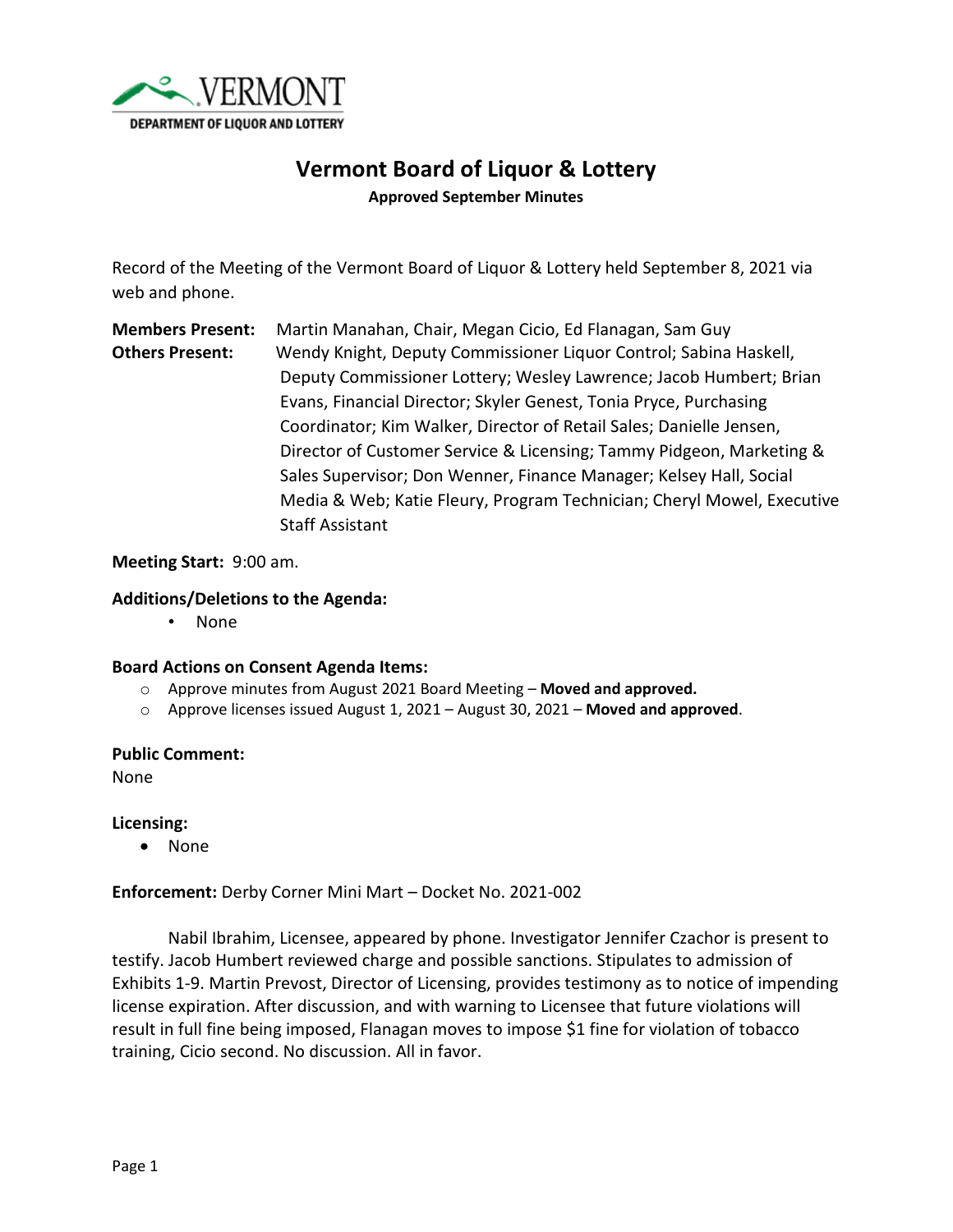VERMONT
DEPARTMENT OF LIQUOR AND LOTTERY

# Vermont Board of Liquor & Lottery

**Approved September Minutes**

Record of the Meeting of the Vermont Board of Liquor & Lottery held September 8, 2021 via web and phone.

**Members Present:** Martin Manahan, Chair, Megan Cicio, Ed Flanagan, Sam Guy

**Others Present:** Wendy Knight, Deputy Commissioner Liquor Control; Sabina Haskell, Deputy Commissioner Lottery; Wesley Lawrence; Jacob Humbert; Brian Evans, Financial Director; Skyler Genest, Tonia Pryce, Purchasing Coordinator; Kim Walker, Director of Retail Sales; Danielle Jensen, Director of Customer Service & Licensing; Tammy Pidgeon, Marketing & Sales Supervisor; Don Wenner, Finance Manager; Kelsey Hall, Social Media & Web; Katie Fleury, Program Technician; Cheryl Mowel, Executive Staff Assistant

**Meeting Start:** 9:00 am.

**Additions/Deletions to the Agenda:**

- None

**Board Actions on Consent Agenda Items:**

- Approve minutes from August 2021 Board Meeting – **Moved and approved.**
- Approve licenses issued August 1, 2021 – August 30, 2021 – **Moved and approved**.

**Public Comment:**

None

**Licensing:**

- None

**Enforcement:** Derby Corner Mini Mart – Docket No. 2021-002

Nabil Ibrahim, Licensee, appeared by phone. Investigator Jennifer Czachor is present to testify. Jacob Humbert reviewed charge and possible sanctions. Stipulates to admission of Exhibits 1-9. Martin Prevost, Director of Licensing, provides testimony as to notice of impending license expiration. After discussion, and with warning to Licensee that future violations will result in full fine being imposed, Flanagan moves to impose $1 fine for violation of tobacco training, Cicio second. No discussion. All in favor.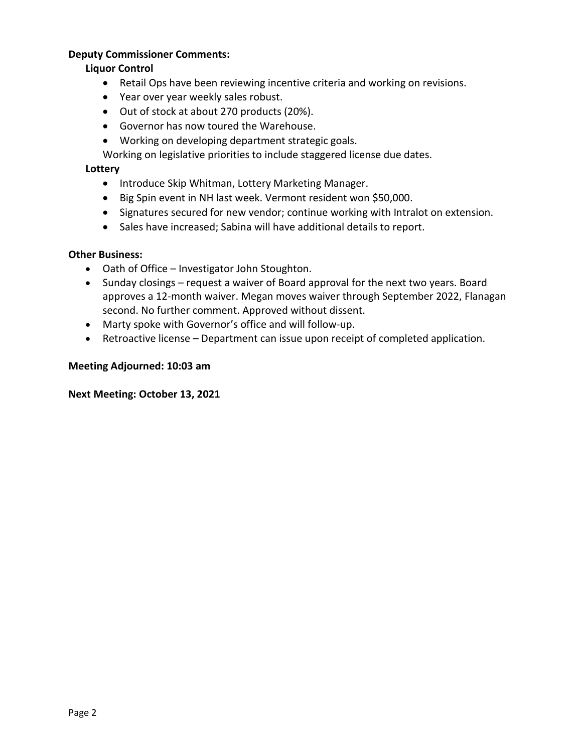**Deputy Commissioner Comments:**

**Liquor Control**

- Retail Ops have been reviewing incentive criteria and working on revisions.
- Year over year weekly sales robust.
- Out of stock at about 270 products (20%).
- Governor has now toured the Warehouse.
- Working on developing department strategic goals.

Working on legislative priorities to include staggered license due dates.

**Lottery**

- Introduce Skip Whitman, Lottery Marketing Manager.
- Big Spin event in NH last week. Vermont resident won $50,000.
- Signatures secured for new vendor; continue working with Intralot on extension.
- Sales have increased; Sabina will have additional details to report.

**Other Business:**

- Oath of Office – Investigator John Stoughton.
- Sunday closings – request a waiver of Board approval for the next two years. Board approves a 12-month waiver. Megan moves waiver through September 2022, Flanagan second. No further comment. Approved without dissent.
- Marty spoke with Governor's office and will follow-up.
- Retroactive license – Department can issue upon receipt of completed application.

**Meeting Adjourned: 10:03 am**

**Next Meeting: October 13, 2021**